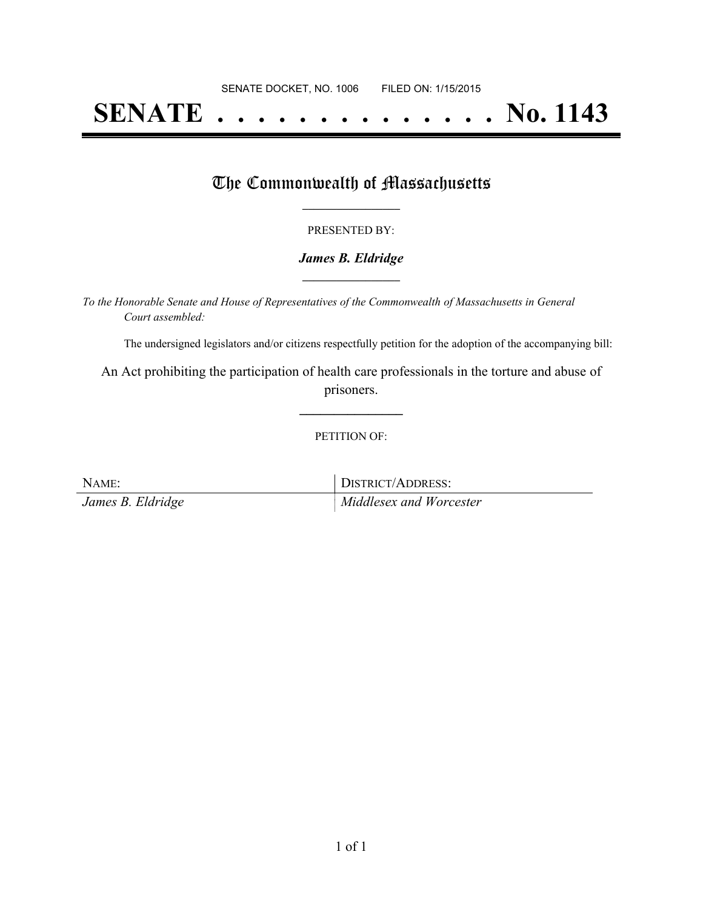SENATE DOCKET, NO. 1006        FILED ON: 1/15/2015

# SENATE . . . . . . . . . . . . . . No. 1143

## The Commonwealth of Massachusetts

PRESENTED BY:

***James B. Eldridge***

*To the Honorable Senate and House of Representatives of the Commonwealth of Massachusetts in General Court assembled:*

The undersigned legislators and/or citizens respectfully petition for the adoption of the accompanying bill:

An Act prohibiting the participation of health care professionals in the torture and abuse of prisoners.

PETITION OF:

| NAME: | DISTRICT/ADDRESS: |
| --- | --- |
| *James B. Eldridge* | *Middlesex and Worcester* |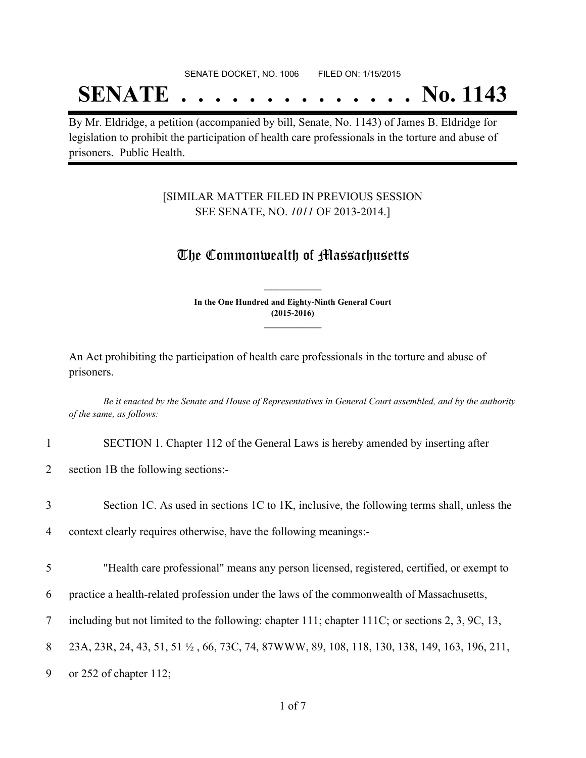SENATE DOCKET, NO. 1006        FILED ON: 1/15/2015

# SENATE . . . . . . . . . . . . . . No. 1143

By Mr. Eldridge, a petition (accompanied by bill, Senate, No. 1143) of James B. Eldridge for legislation to prohibit the participation of health care professionals in the torture and abuse of prisoners. Public Health.

[SIMILAR MATTER FILED IN PREVIOUS SESSION
SEE SENATE, NO. *1011* OF 2013-2014.]

## The Commonwealth of Massachusetts

**In the One Hundred and Eighty-Ninth General Court**
**(2015-2016)**

An Act prohibiting the participation of health care professionals in the torture and abuse of prisoners.

*Be it enacted by the Senate and House of Representatives in General Court assembled, and by the authority of the same, as follows:*

1 SECTION 1. Chapter 112 of the General Laws is hereby amended by inserting after
2 section 1B the following sections:-

3 Section 1C. As used in sections 1C to 1K, inclusive, the following terms shall, unless the
4 context clearly requires otherwise, have the following meanings:-

5 "Health care professional" means any person licensed, registered, certified, or exempt to
6 practice a health-related profession under the laws of the commonwealth of Massachusetts,
7 including but not limited to the following: chapter 111; chapter 111C; or sections 2, 3, 9C, 13,
8 23A, 23R, 24, 43, 51, 51 ½ , 66, 73C, 74, 87WWW, 89, 108, 118, 130, 138, 149, 163, 196, 211,
9 or 252 of chapter 112;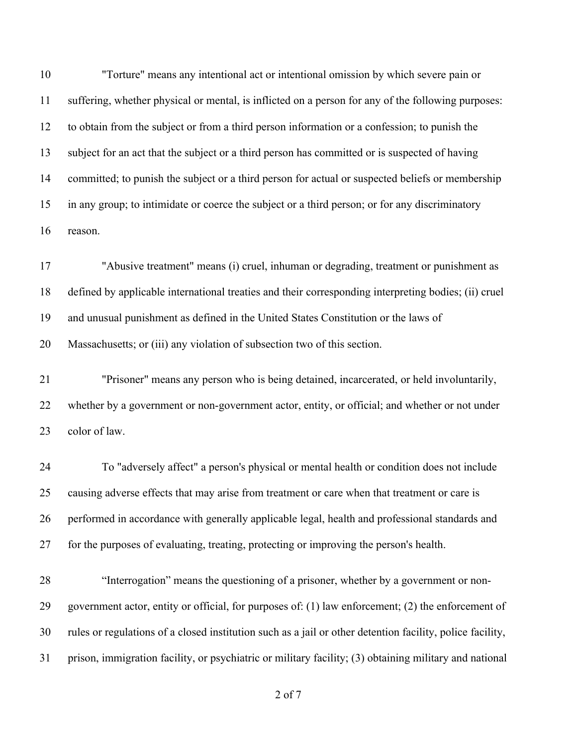"Torture" means any intentional act or intentional omission by which severe pain or suffering, whether physical or mental, is inflicted on a person for any of the following purposes: to obtain from the subject or from a third person information or a confession; to punish the subject for an act that the subject or a third person has committed or is suspected of having committed; to punish the subject or a third person for actual or suspected beliefs or membership in any group; to intimidate or coerce the subject or a third person; or for any discriminatory reason.

"Abusive treatment" means (i) cruel, inhuman or degrading, treatment or punishment as defined by applicable international treaties and their corresponding interpreting bodies; (ii) cruel and unusual punishment as defined in the United States Constitution or the laws of Massachusetts; or (iii) any violation of subsection two of this section.

"Prisoner" means any person who is being detained, incarcerated, or held involuntarily, whether by a government or non-government actor, entity, or official; and whether or not under color of law.

To "adversely affect" a person's physical or mental health or condition does not include causing adverse effects that may arise from treatment or care when that treatment or care is performed in accordance with generally applicable legal, health and professional standards and for the purposes of evaluating, treating, protecting or improving the person's health.

"Interrogation" means the questioning of a prisoner, whether by a government or non-government actor, entity or official, for purposes of: (1) law enforcement; (2) the enforcement of rules or regulations of a closed institution such as a jail or other detention facility, police facility, prison, immigration facility, or psychiatric or military facility; (3) obtaining military and national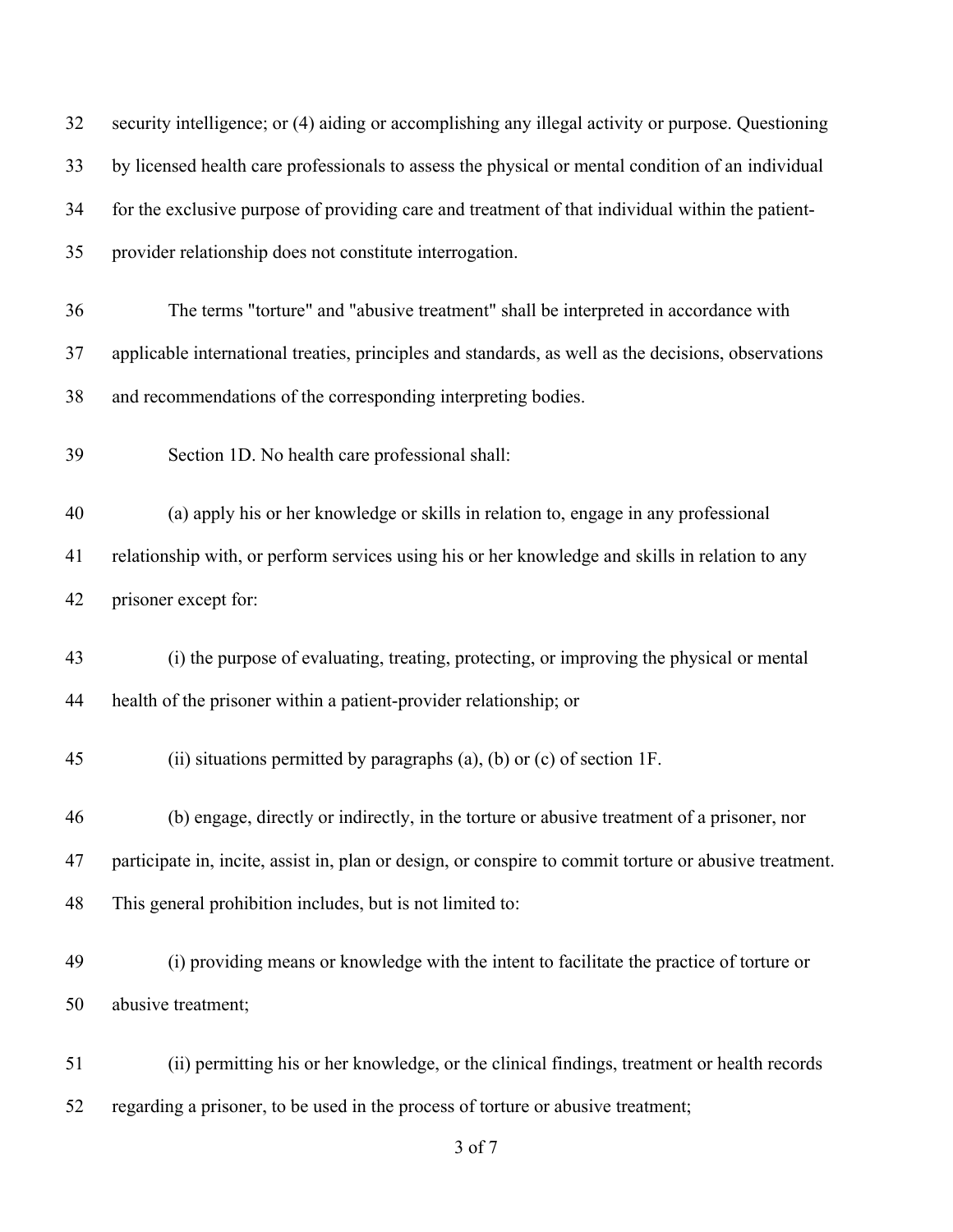security intelligence; or (4) aiding or accomplishing any illegal activity or purpose. Questioning by licensed health care professionals to assess the physical or mental condition of an individual for the exclusive purpose of providing care and treatment of that individual within the patient-provider relationship does not constitute interrogation.

The terms "torture" and "abusive treatment" shall be interpreted in accordance with applicable international treaties, principles and standards, as well as the decisions, observations and recommendations of the corresponding interpreting bodies.

Section 1D. No health care professional shall:

(a) apply his or her knowledge or skills in relation to, engage in any professional relationship with, or perform services using his or her knowledge and skills in relation to any prisoner except for:

(i) the purpose of evaluating, treating, protecting, or improving the physical or mental health of the prisoner within a patient-provider relationship; or

(ii) situations permitted by paragraphs (a), (b) or (c) of section 1F.

(b) engage, directly or indirectly, in the torture or abusive treatment of a prisoner, nor participate in, incite, assist in, plan or design, or conspire to commit torture or abusive treatment. This general prohibition includes, but is not limited to:

(i) providing means or knowledge with the intent to facilitate the practice of torture or abusive treatment;

(ii) permitting his or her knowledge, or the clinical findings, treatment or health records regarding a prisoner, to be used in the process of torture or abusive treatment;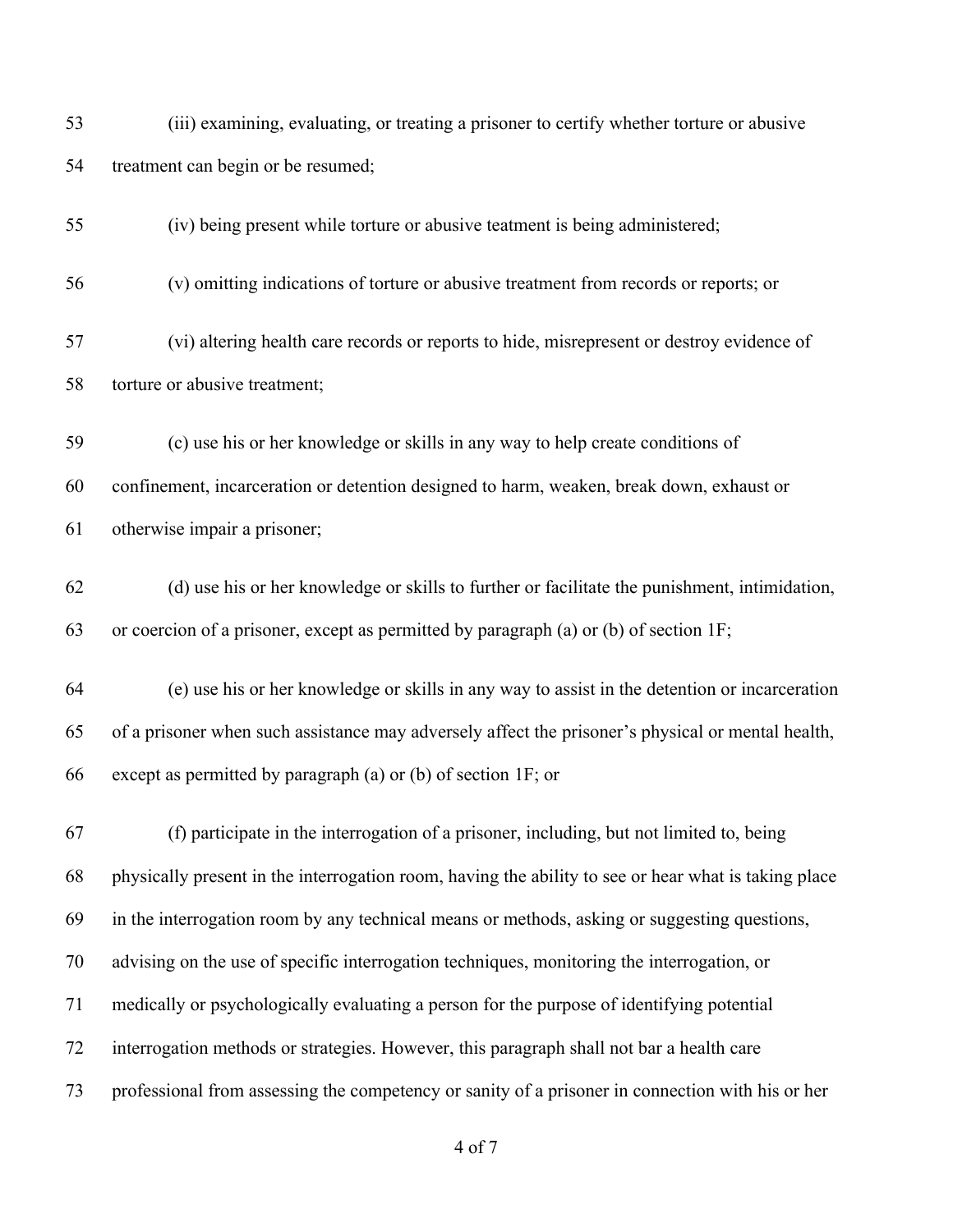(iii) examining, evaluating, or treating a prisoner to certify whether torture or abusive treatment can begin or be resumed;

(iv) being present while torture or abusive teatment is being administered;

(v) omitting indications of torture or abusive treatment from records or reports; or

(vi) altering health care records or reports to hide, misrepresent or destroy evidence of torture or abusive treatment;

(c) use his or her knowledge or skills in any way to help create conditions of confinement, incarceration or detention designed to harm, weaken, break down, exhaust or otherwise impair a prisoner;

(d) use his or her knowledge or skills to further or facilitate the punishment, intimidation, or coercion of a prisoner, except as permitted by paragraph (a) or (b) of section 1F;

(e) use his or her knowledge or skills in any way to assist in the detention or incarceration of a prisoner when such assistance may adversely affect the prisoner's physical or mental health, except as permitted by paragraph (a) or (b) of section 1F; or

(f) participate in the interrogation of a prisoner, including, but not limited to, being physically present in the interrogation room, having the ability to see or hear what is taking place in the interrogation room by any technical means or methods, asking or suggesting questions, advising on the use of specific interrogation techniques, monitoring the interrogation, or medically or psychologically evaluating a person for the purpose of identifying potential interrogation methods or strategies. However, this paragraph shall not bar a health care professional from assessing the competency or sanity of a prisoner in connection with his or her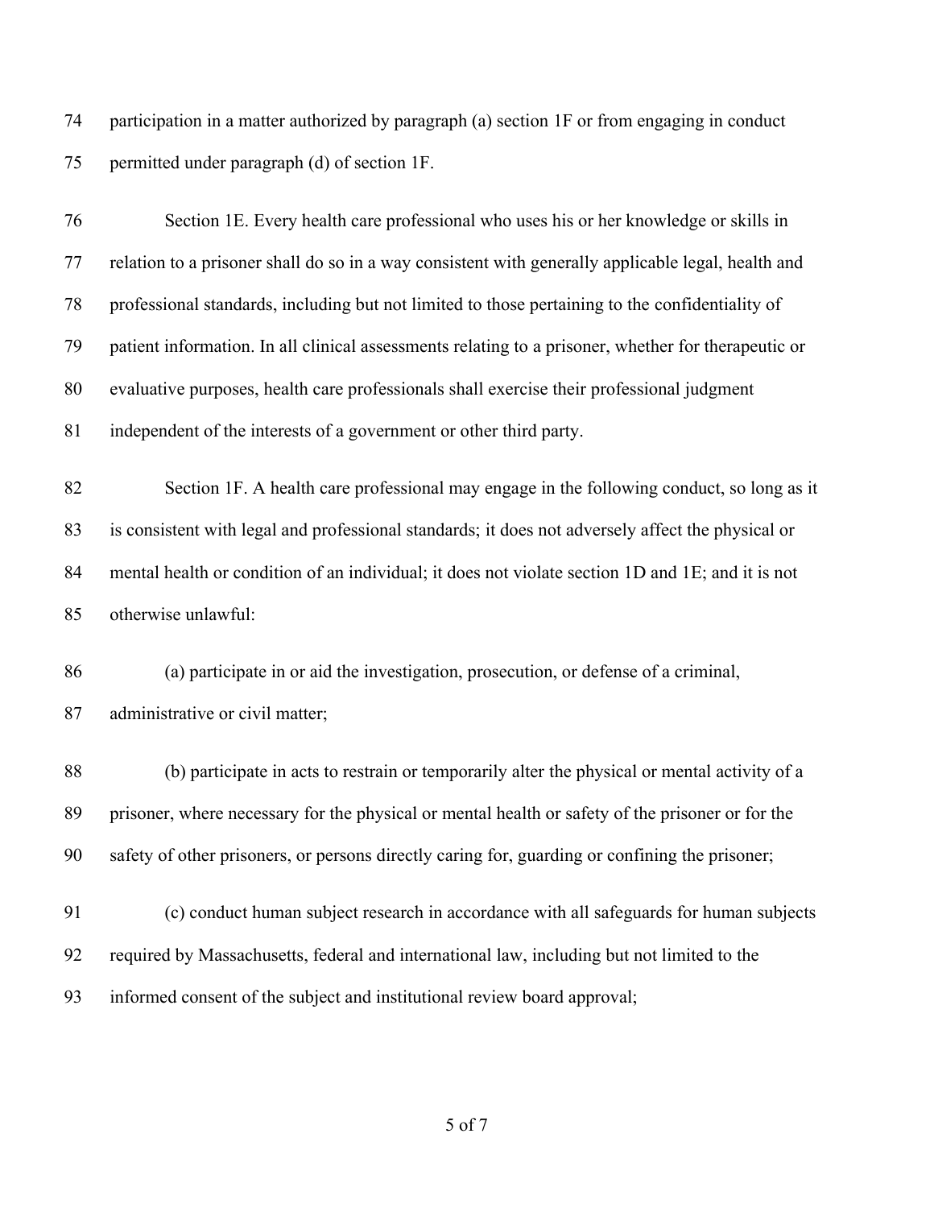participation in a matter authorized by paragraph (a) section 1F or from engaging in conduct permitted under paragraph (d) of section 1F.

Section 1E. Every health care professional who uses his or her knowledge or skills in relation to a prisoner shall do so in a way consistent with generally applicable legal, health and professional standards, including but not limited to those pertaining to the confidentiality of patient information. In all clinical assessments relating to a prisoner, whether for therapeutic or evaluative purposes, health care professionals shall exercise their professional judgment independent of the interests of a government or other third party.

Section 1F. A health care professional may engage in the following conduct, so long as it is consistent with legal and professional standards; it does not adversely affect the physical or mental health or condition of an individual; it does not violate section 1D and 1E; and it is not otherwise unlawful:

(a) participate in or aid the investigation, prosecution, or defense of a criminal, administrative or civil matter;

(b) participate in acts to restrain or temporarily alter the physical or mental activity of a prisoner, where necessary for the physical or mental health or safety of the prisoner or for the safety of other prisoners, or persons directly caring for, guarding or confining the prisoner;

(c) conduct human subject research in accordance with all safeguards for human subjects required by Massachusetts, federal and international law, including but not limited to the informed consent of the subject and institutional review board approval;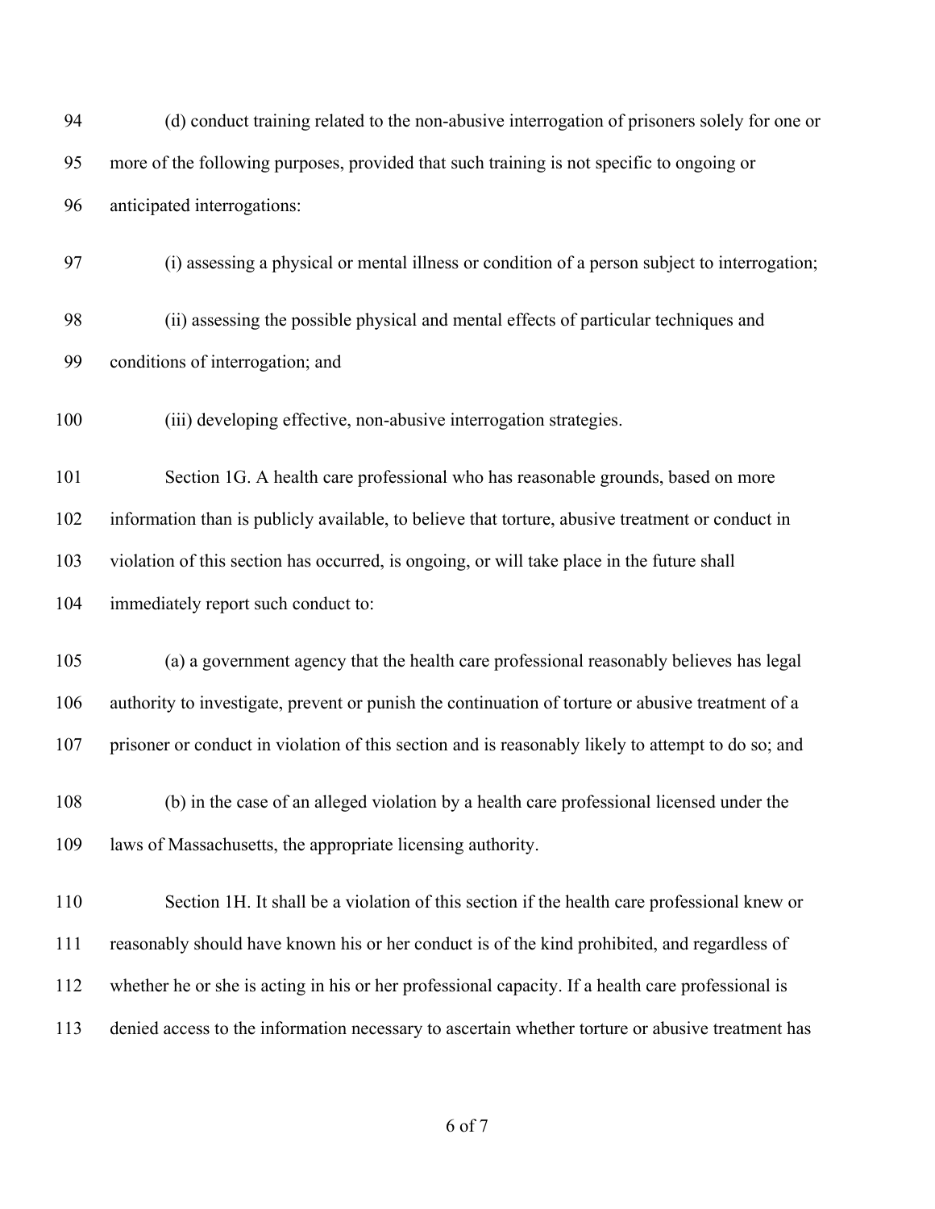(d) conduct training related to the non-abusive interrogation of prisoners solely for one or more of the following purposes, provided that such training is not specific to ongoing or anticipated interrogations:

(i) assessing a physical or mental illness or condition of a person subject to interrogation;

(ii) assessing the possible physical and mental effects of particular techniques and conditions of interrogation; and

(iii) developing effective, non-abusive interrogation strategies.

Section 1G. A health care professional who has reasonable grounds, based on more information than is publicly available, to believe that torture, abusive treatment or conduct in violation of this section has occurred, is ongoing, or will take place in the future shall immediately report such conduct to:

(a) a government agency that the health care professional reasonably believes has legal authority to investigate, prevent or punish the continuation of torture or abusive treatment of a prisoner or conduct in violation of this section and is reasonably likely to attempt to do so; and

(b) in the case of an alleged violation by a health care professional licensed under the laws of Massachusetts, the appropriate licensing authority.

Section 1H. It shall be a violation of this section if the health care professional knew or reasonably should have known his or her conduct is of the kind prohibited, and regardless of whether he or she is acting in his or her professional capacity. If a health care professional is denied access to the information necessary to ascertain whether torture or abusive treatment has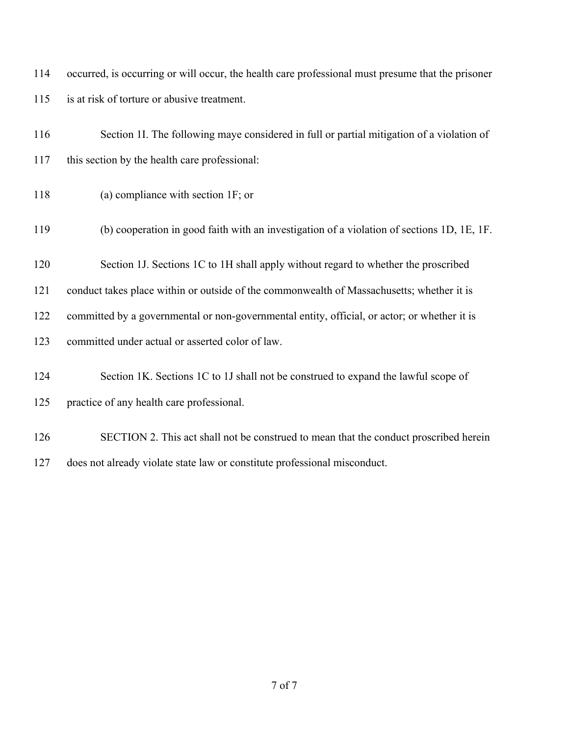occurred, is occurring or will occur, the health care professional must presume that the prisoner is at risk of torture or abusive treatment.

Section 1I. The following maye considered in full or partial mitigation of a violation of this section by the health care professional:

(a) compliance with section 1F; or

(b) cooperation in good faith with an investigation of a violation of sections 1D, 1E, 1F.

Section 1J. Sections 1C to 1H shall apply without regard to whether the proscribed conduct takes place within or outside of the commonwealth of Massachusetts; whether it is committed by a governmental or non-governmental entity, official, or actor; or whether it is committed under actual or asserted color of law.

Section 1K. Sections 1C to 1J shall not be construed to expand the lawful scope of practice of any health care professional.

SECTION 2. This act shall not be construed to mean that the conduct proscribed herein does not already violate state law or constitute professional misconduct.